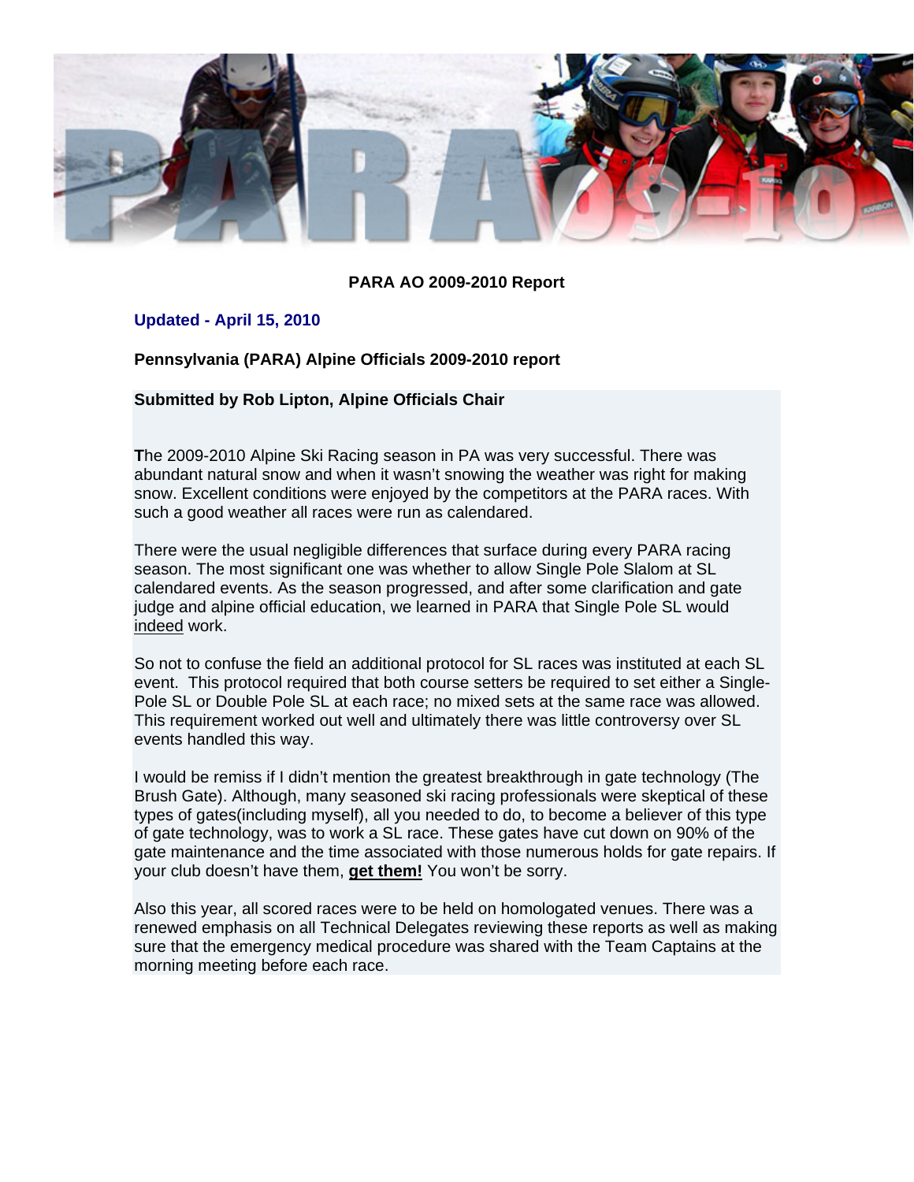**PARA AO 2009-2010 Report**

**Updated - April 15, 2010**

**Pennsylvania (PARA) Alpine Officials 2009-2010 report**

**Submitted by Rob Lipton, Alpine Officials Chair**

**T**he 2009-2010 Alpine Ski Racing season in PA was very successful. There was abundant natural snow and when it wasn't snowing the weather was right for making snow. Excellent conditions were enjoyed by the competitors at the PARA races. With such a good weather all races were run as calendared.

There were the usual negligible differences that surface during every PARA racing season. The most significant one was whether to allow Single Pole Slalom at SL calendared events. As the season progressed, and after some clarification and gate judge and alpine official education, we learned in PARA that Single Pole SL would indeed work.

So not to confuse the field an additional protocol for SL races was instituted at each SL event. This protocol required that both course setters be required to set either a Single-Pole SL or Double Pole SL at each race; no mixed sets at the same race was allowed. This requirement worked out well and ultimately there was little controversy over SL events handled this way.

I would be remiss if I didn't mention the greatest breakthrough in gate technology (The Brush Gate). Although, many seasoned ski racing professionals were skeptical of these types of gates(including myself), all you needed to do, to become a believer of this type of gate technology, was to work a SL race. These gates have cut down on 90% of the gate maintenance and the time associated with those numerous holds for gate repairs. If your club doesn't have them, **get them!** You won't be sorry.

Also this year, all scored races were to be held on homologated venues. There was a renewed emphasis on all Technical Delegates reviewing these reports as well as making sure that the emergency medical procedure was shared with the Team Captains at the morning meeting before each race.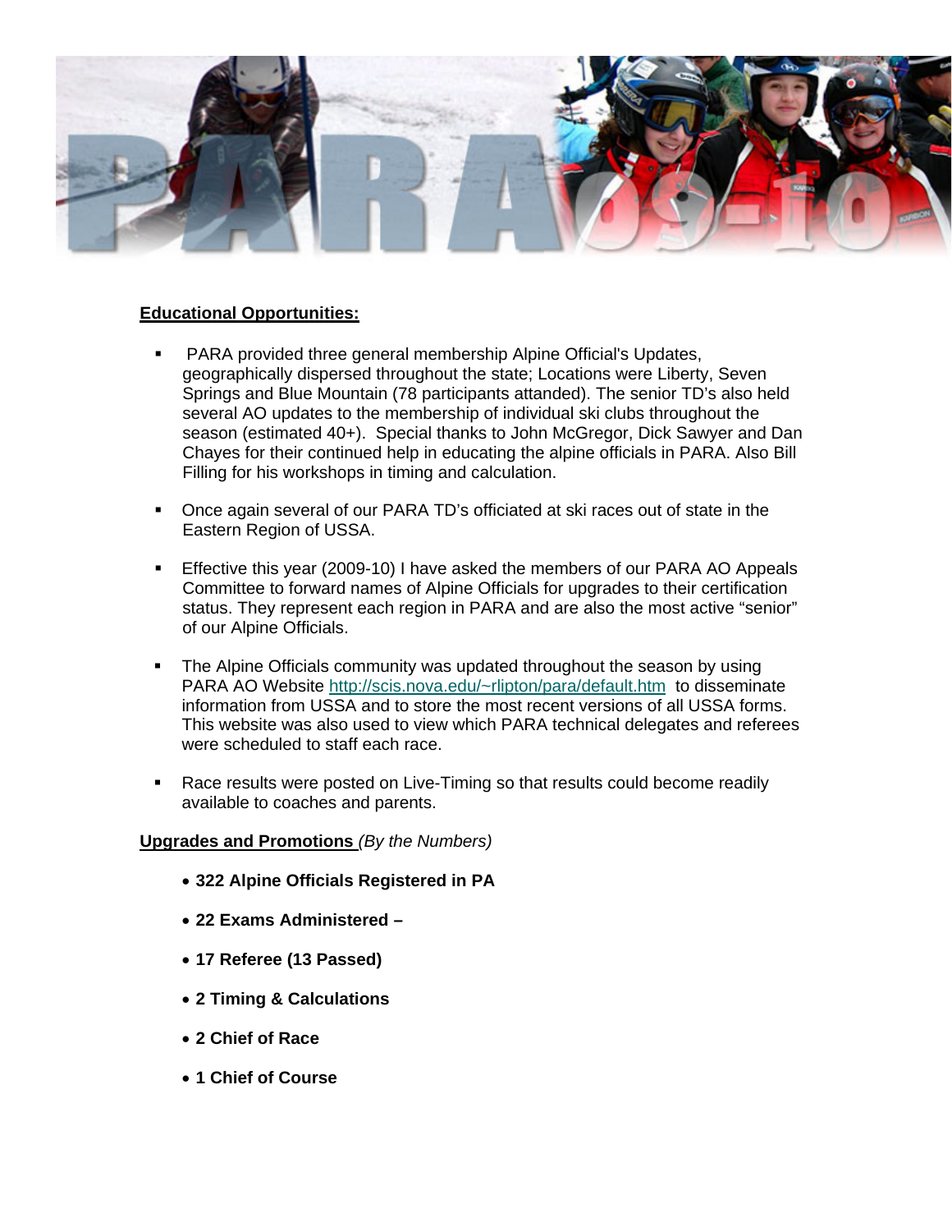**Educational Opportunities:**

- PARA provided three general membership Alpine Official's Updates, geographically dispersed throughout the state; Locations were Liberty, Seven Springs and Blue Mountain (78 participants attanded). The senior TD's also held several AO updates to the membership of individual ski clubs throughout the season (estimated 40+). Special thanks to John McGregor, Dick Sawyer and Dan Chayes for their continued help in educating the alpine officials in PARA. Also Bill Filling for his workshops in timing and calculation.

- Once again several of our PARA TD's officiated at ski races out of state in the Eastern Region of USSA.

- Effective this year (2009-10) I have asked the members of our PARA AO Appeals Committee to forward names of Alpine Officials for upgrades to their certification status. They represent each region in PARA and are also the most active "senior" of our Alpine Officials.

- The Alpine Officials community was updated throughout the season by using PARA AO Website http://scis.nova.edu/~rlipton/para/default.htm to disseminate information from USSA and to store the most recent versions of all USSA forms. This website was also used to view which PARA technical delegates and referees were scheduled to staff each race.

- Race results were posted on Live-Timing so that results could become readily available to coaches and parents.

**Upgrades and Promotions** *(By the Numbers)*

- **322 Alpine Officials Registered in PA**
- **22 Exams Administered –**
- **17 Referee (13 Passed)**
- **2 Timing & Calculations**
- **2 Chief of Race**
- **1 Chief of Course**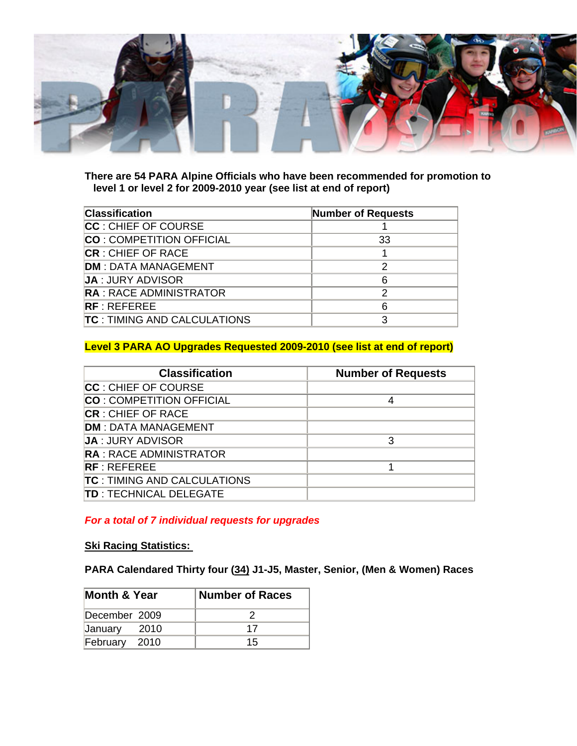There are 54 PARA Alpine Officials who have been recommended for promotion to level 1 or level 2 for 2009-2010 year (see list at end of report)

| Classification | Number of Requests |
|---|---|
| **CC** : CHIEF OF COURSE | 1 |
| **CO** : COMPETITION OFFICIAL | 33 |
| **CR** : CHIEF OF RACE | 1 |
| **DM** : DATA MANAGEMENT | 2 |
| **JA** : JURY ADVISOR | 6 |
| **RA** : RACE ADMINISTRATOR | 2 |
| **RF** : REFEREE | 6 |
| **TC** : TIMING AND CALCULATIONS | 3 |

**Level 3 PARA AO Upgrades Requested 2009-2010 (see list at end of report)**

| Classification | Number of Requests |
|---|---|
| **CC** : CHIEF OF COURSE | |
| **CO** : COMPETITION OFFICIAL | 4 |
| **CR** : CHIEF OF RACE | |
| **DM** : DATA MANAGEMENT | |
| **JA** : JURY ADVISOR | 3 |
| **RA** : RACE ADMINISTRATOR | |
| **RF** : REFEREE | 1 |
| **TC** : TIMING AND CALCULATIONS | |
| **TD** : TECHNICAL DELEGATE | |

***For a total of 7 individual requests for upgrades***

**Ski Racing Statistics:**

**PARA Calendared Thirty four (34) J1-J5, Master, Senior, (Men & Women) Races**

| Month & Year | Number of Races |
|---|---|
| December 2009 | 2 |
| January 2010 | 17 |
| February 2010 | 15 |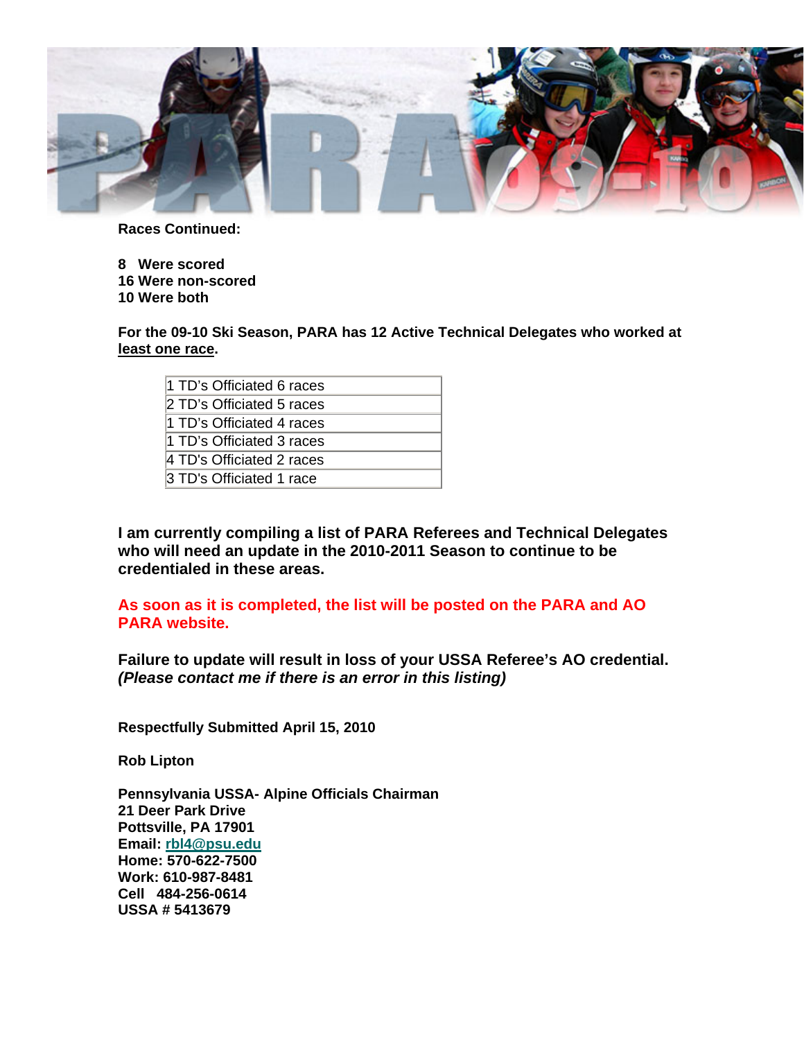**Races Continued:**

**8 Were scored**
**16 Were non-scored**
**10 Were both**

**For the 09-10 Ski Season, PARA has 12 Active Technical Delegates who worked at least one race.**

| |
|---|
| 1 TD's Officiated 6 races |
| 2 TD's Officiated 5 races |
| 1 TD's Officiated 4 races |
| 1 TD's Officiated 3 races |
| 4 TD's Officiated 2 races |
| 3 TD's Officiated 1 race |

**I am currently compiling a list of PARA Referees and Technical Delegates who will need an update in the 2010-2011 Season to continue to be credentialed in these areas.**

**As soon as it is completed, the list will be posted on the PARA and AO PARA website.**

**Failure to update will result in loss of your USSA Referee's AO credential.** ***(Please contact me if there is an error in this listing)***

**Respectfully Submitted April 15, 2010**

**Rob Lipton**

**Pennsylvania USSA- Alpine Officials Chairman**
**21 Deer Park Drive**
**Pottsville, PA 17901**
**Email: rbl4@psu.edu**
**Home: 570-622-7500**
**Work: 610-987-8481**
**Cell 484-256-0614**
**USSA # 5413679**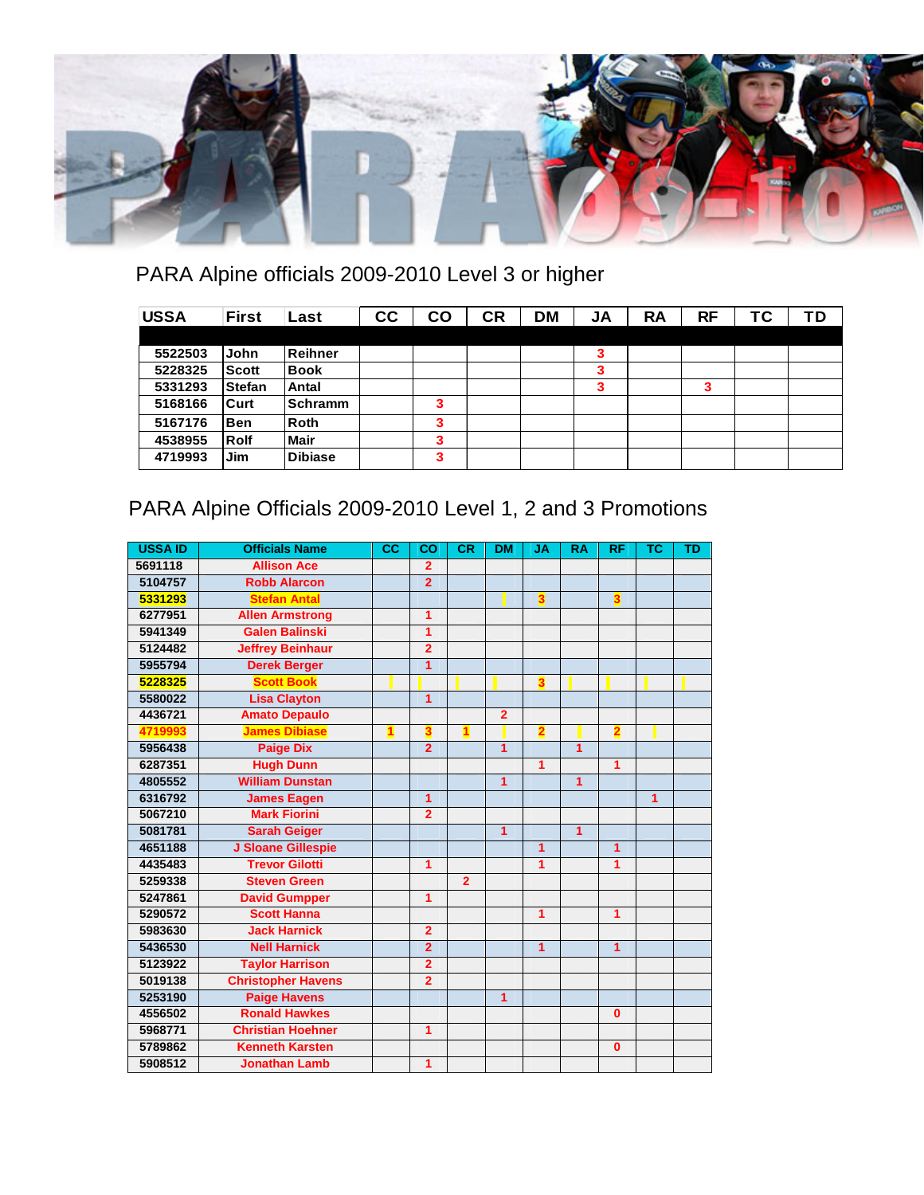## PARA Alpine officials 2009-2010 Level 3 or higher

| USSA | First | Last | CC | CO | CR | DM | JA | RA | RF | TC | TD |
|---|---|---|---|---|---|---|---|---|---|---|---|
| 5522503 | John | Reihner | | | | | 3 | | | | |
| 5228325 | Scott | Book | | | | | 3 | | | | |
| 5331293 | Stefan | Antal | | | | | 3 | | 3 | | |
| 5168166 | Curt | Schramm | | 3 | | | | | | | |
| 5167176 | Ben | Roth | | 3 | | | | | | | |
| 4538955 | Rolf | Mair | | 3 | | | | | | | |
| 4719993 | Jim | Dibiase | | 3 | | | | | | | |

## PARA Alpine Officials 2009-2010 Level 1, 2 and 3 Promotions

| USSA ID | Officials Name | CC | CO | CR | DM | JA | RA | RF | TC | TD |
|---|---|---|---|---|---|---|---|---|---|---|
| 5691118 | Allison Ace | | 2 | | | | | | | |
| 5104757 | Robb Alarcon | | 2 | | | | | | | |
| 5331293 | Stefan Antal | | | | | 3 | | 3 | | |
| 6277951 | Allen Armstrong | | 1 | | | | | | | |
| 5941349 | Galen Balinski | | 1 | | | | | | | |
| 5124482 | Jeffrey Beinhaur | | 2 | | | | | | | |
| 5955794 | Derek Berger | | 1 | | | | | | | |
| 5228325 | Scott Book | | | | | 3 | | | | |
| 5580022 | Lisa Clayton | | 1 | | | | | | | |
| 4436721 | Amato Depaulo | | | | 2 | | | | | |
| 4719993 | James Dibiase | 1 | 3 | 1 | | 2 | | 2 | | |
| 5956438 | Paige Dix | | 2 | | 1 | | 1 | | | |
| 6287351 | Hugh Dunn | | | | | 1 | | 1 | | |
| 4805552 | William Dunstan | | | | 1 | | 1 | | | |
| 6316792 | James Eagen | | 1 | | | | | | 1 | |
| 5067210 | Mark Fiorini | | 2 | | | | | | | |
| 5081781 | Sarah Geiger | | | | 1 | | 1 | | | |
| 4651188 | J Sloane Gillespie | | | | | 1 | | 1 | | |
| 4435483 | Trevor Gilotti | | 1 | | | 1 | | 1 | | |
| 5259338 | Steven Green | | | 2 | | | | | | |
| 5247861 | David Gumpper | | 1 | | | | | | | |
| 5290572 | Scott Hanna | | | | | 1 | | 1 | | |
| 5983630 | Jack Harnick | | 2 | | | | | | | |
| 5436530 | Nell Harnick | | 2 | | | 1 | | 1 | | |
| 5123922 | Taylor Harrison | | 2 | | | | | | | |
| 5019138 | Christopher Havens | | 2 | | | | | | | |
| 5253190 | Paige Havens | | | | 1 | | | | | |
| 4556502 | Ronald Hawkes | | | | | | | 0 | | |
| 5968771 | Christian Hoehner | | 1 | | | | | | | |
| 5789862 | Kenneth Karsten | | | | | | | 0 | | |
| 5908512 | Jonathan Lamb | | 1 | | | | | | | |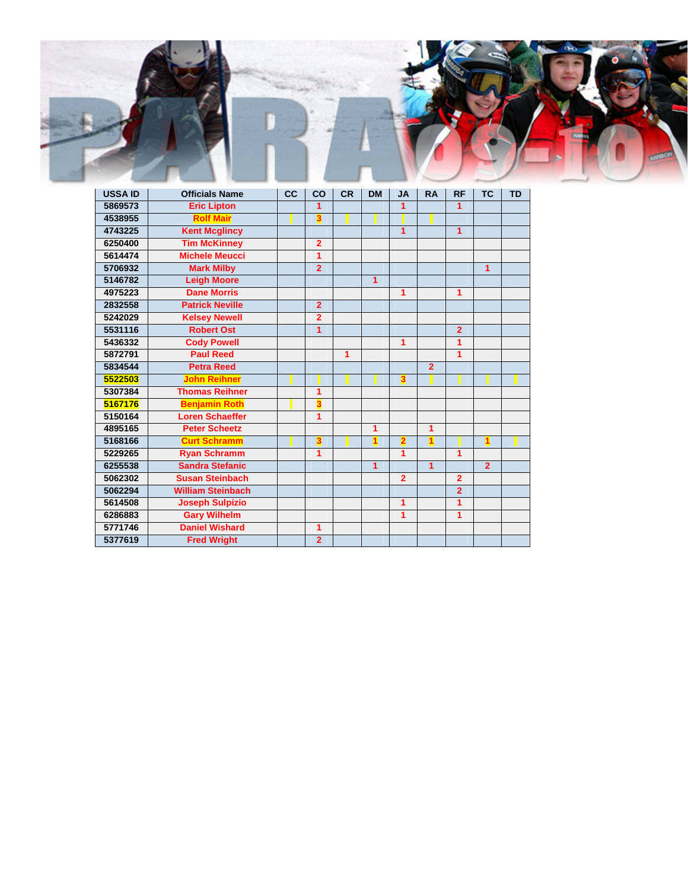| USSA ID | Officials Name | CC | CO | CR | DM | JA | RA | RF | TC | TD |
|---|---|---|---|---|---|---|---|---|---|---|
| 5869573 | Eric Lipton | | 1 | | | 1 | | 1 | | |
| 4538955 | Rolf Mair | | 3 | | | | | | | |
| 4743225 | Kent Mcglincy | | | | | 1 | | 1 | | |
| 6250400 | Tim McKinney | | 2 | | | | | | | |
| 5614474 | Michele Meucci | | 1 | | | | | | | |
| 5706932 | Mark Milby | | 2 | | | | | | 1 | |
| 5146782 | Leigh Moore | | | | 1 | | | | | |
| 4975223 | Dane Morris | | | | | 1 | | 1 | | |
| 2832558 | Patrick Neville | | 2 | | | | | | | |
| 5242029 | Kelsey Newell | | 2 | | | | | | | |
| 5531116 | Robert Ost | | 1 | | | | | 2 | | |
| 5436332 | Cody Powell | | | | | 1 | | 1 | | |
| 5872791 | Paul Reed | | | 1 | | | | 1 | | |
| 5834544 | Petra Reed | | | | | | 2 | | | |
| 5522503 | John Reihner | | | | | 3 | | | | |
| 5307384 | Thomas Reihner | | 1 | | | | | | | |
| 5167176 | Benjamin Roth | | 3 | | | | | | | |
| 5150164 | Loren Schaeffer | | 1 | | | | | | | |
| 4895165 | Peter Scheetz | | | | 1 | | 1 | | | |
| 5168166 | Curt Schramm | | 3 | | 1 | 2 | 1 | | 1 | |
| 5229265 | Ryan Schramm | | 1 | | | 1 | | 1 | | |
| 6255538 | Sandra Stefanic | | | | 1 | | 1 | | 2 | |
| 5062302 | Susan Steinbach | | | | | 2 | | 2 | | |
| 5062294 | William Steinbach | | | | | | | 2 | | |
| 5614508 | Joseph Sulpizio | | | | | 1 | | 1 | | |
| 6286883 | Gary Wilhelm | | | | | 1 | | 1 | | |
| 5771746 | Daniel Wishard | | 1 | | | | | | | |
| 5377619 | Fred Wright | | 2 | | | | | | | |